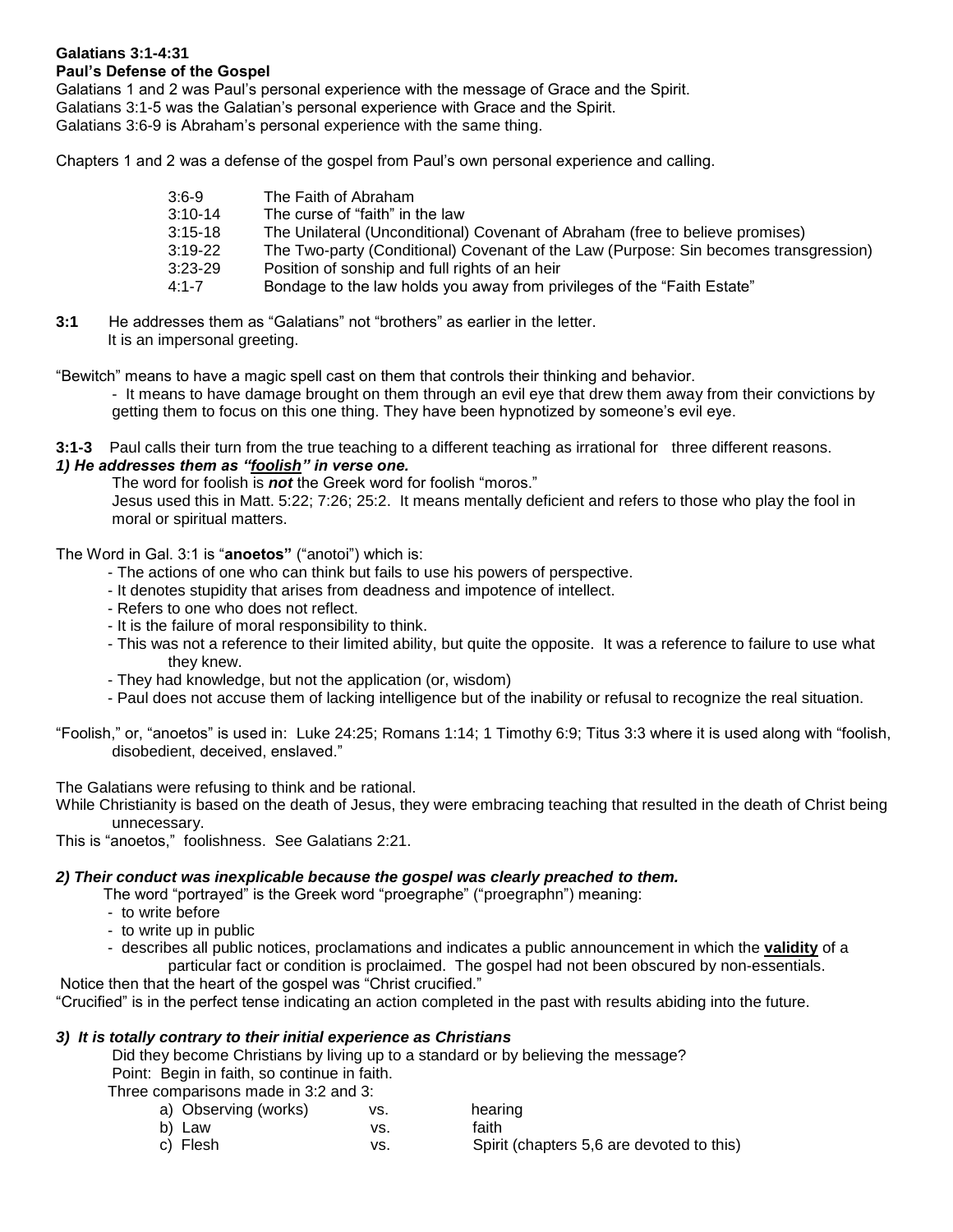**Galatians 3:1-4:31**
**Paul's Defense of the Gospel**

Galatians 1 and 2 was Paul's personal experience with the message of Grace and the Spirit.
Galatians 3:1-5 was the Galatian's personal experience with Grace and the Spirit.
Galatians 3:6-9 is Abraham's personal experience with the same thing.

Chapters 1 and 2 was a defense of the gospel from Paul's own personal experience and calling.

| | |
|---|---|
| 3:6-9 | The Faith of Abraham |
| 3:10-14 | The curse of "faith" in the law |
| 3:15-18 | The Unilateral (Unconditional) Covenant of Abraham (free to believe promises) |
| 3:19-22 | The Two-party (Conditional) Covenant of the Law (Purpose: Sin becomes transgression) |
| 3:23-29 | Position of sonship and full rights of an heir |
| 4:1-7 | Bondage to the law holds you away from privileges of the "Faith Estate" |

**3:1** He addresses them as "Galatians" not "brothers" as earlier in the letter.
It is an impersonal greeting.

"Bewitch" means to have a magic spell cast on them that controls their thinking and behavior.

- It means to have damage brought on them through an evil eye that drew them away from their convictions by getting them to focus on this one thing. They have been hypnotized by someone's evil eye.

**3:1-3** Paul calls their turn from the true teaching to a different teaching as irrational for three different reasons.

***1) He addresses them as "foolish" in verse one.***

The word for foolish is ***not*** the Greek word for foolish "moros."
Jesus used this in Matt. 5:22; 7:26; 25:2. It means mentally deficient and refers to those who play the fool in moral or spiritual matters.

The Word in Gal. 3:1 is "**anoetos"** ("anotoi") which is:

- The actions of one who can think but fails to use his powers of perspective.
- It denotes stupidity that arises from deadness and impotence of intellect.
- Refers to one who does not reflect.
- It is the failure of moral responsibility to think.
- This was not a reference to their limited ability, but quite the opposite. It was a reference to failure to use what they knew.
- They had knowledge, but not the application (or, wisdom)
- Paul does not accuse them of lacking intelligence but of the inability or refusal to recognize the real situation.

"Foolish," or, "anoetos" is used in: Luke 24:25; Romans 1:14; 1 Timothy 6:9; Titus 3:3 where it is used along with "foolish, disobedient, deceived, enslaved."

The Galatians were refusing to think and be rational.
While Christianity is based on the death of Jesus, they were embracing teaching that resulted in the death of Christ being unnecessary.
This is "anoetos," foolishness. See Galatians 2:21.

***2) Their conduct was inexplicable because the gospel was clearly preached to them.***

The word "portrayed" is the Greek word "proegraphe" ("proegraphn") meaning:

- to write before
- to write up in public
- describes all public notices, proclamations and indicates a public announcement in which the **validity** of a particular fact or condition is proclaimed. The gospel had not been obscured by non-essentials.

Notice then that the heart of the gospel was "Christ crucified."
"Crucified" is in the perfect tense indicating an action completed in the past with results abiding into the future.

***3) It is totally contrary to their initial experience as Christians***

Did they become Christians by living up to a standard or by believing the message?
Point: Begin in faith, so continue in faith.
Three comparisons made in 3:2 and 3:

| | | |
|---|---|---|
| a) Observing (works) | vs. | hearing |
| b) Law | vs. | faith |
| c) Flesh | vs. | Spirit (chapters 5,6 are devoted to this) |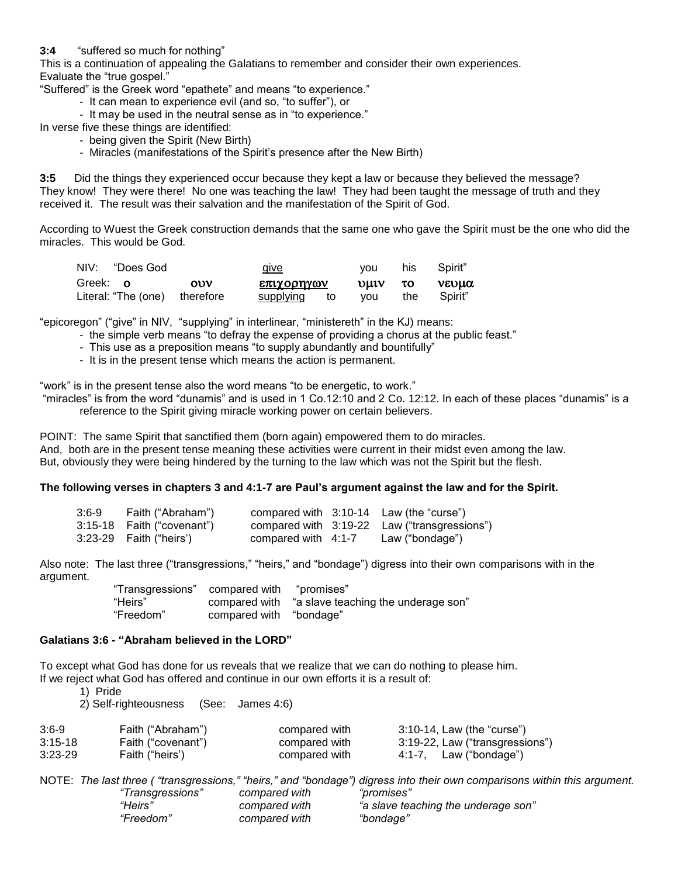**3:4** "suffered so much for nothing"

This is a continuation of appealing the Galatians to remember and consider their own experiences.
Evaluate the "true gospel."

"Suffered" is the Greek word "epathete" and means "to experience."

- It can mean to experience evil (and so, "to suffer"), or
- It may be used in the neutral sense as in "to experience."

In verse five these things are identified:

- being given the Spirit (New Birth)
- Miracles (manifestations of the Spirit's presence after the New Birth)

**3:5** Did the things they experienced occur because they kept a law or because they believed the message? They know! They were there! No one was teaching the law! They had been taught the message of truth and they received it. The result was their salvation and the manifestation of the Spirit of God.

According to Wuest the Greek construction demands that the same one who gave the Spirit must be the one who did the miracles. This would be God.

| | | | | | |
|---|---|---|---|---|---|
| NIV: "Does God | | <u>give</u> | you | his | Spirit" |
| Greek: **ο** | **ουν** | <u>**επιχορηγων**</u> | **υμιν** | **το** | **νευμα** |
| Literal: "The (one) | therefore | <u>supplying</u> to | you | the | Spirit" |

"epicoregon" ("give" in NIV, "supplying" in interlinear, "ministereth" in the KJ) means:

- the simple verb means "to defray the expense of providing a chorus at the public feast."
- This use as a preposition means "to supply abundantly and bountifully"
- It is in the present tense which means the action is permanent.

"work" is in the present tense also the word means "to be energetic, to work."

"miracles" is from the word "dunamis" and is used in 1 Co.12:10 and 2 Co. 12:12. In each of these places "dunamis" is a reference to the Spirit giving miracle working power on certain believers.

POINT: The same Spirit that sanctified them (born again) empowered them to do miracles.
And, both are in the present tense meaning these activities were current in their midst even among the law.
But, obviously they were being hindered by the turning to the law which was not the Spirit but the flesh.

**The following verses in chapters 3 and 4:1-7 are Paul's argument against the law and for the Spirit.**

| | | | | |
|---|---|---|---|---|
| 3:6-9 | Faith ("Abraham") | compared with | 3:10-14 | Law (the "curse") |
| 3:15-18 | Faith ("covenant") | compared with | 3:19-22 | Law ("transgressions") |
| 3:23-29 | Faith ("heirs') | compared with | 4:1-7 | Law ("bondage") |

Also note: The last three ("transgressions," "heirs," and "bondage") digress into their own comparisons with in the argument.

| | | |
|---|---|---|
| "Transgressions" | compared with | "promises" |
| "Heirs" | compared with | "a slave teaching the underage son" |
| "Freedom" | compared with | "bondage" |

**Galatians 3:6 - "Abraham believed in the LORD"**

To except what God has done for us reveals that we realize that we can do nothing to please him.
If we reject what God has offered and continue in our own efforts it is a result of:

1) Pride
2) Self-righteousness (See: James 4:6)

| | | | |
|---|---|---|---|
| 3:6-9 | Faith ("Abraham") | compared with | 3:10-14, Law (the "curse") |
| 3:15-18 | Faith ("covenant") | compared with | 3:19-22, Law ("transgressions") |
| 3:23-29 | Faith ("heirs') | compared with | 4:1-7, Law ("bondage") |

NOTE: *The last three ( "transgressions," "heirs," and "bondage") digress into their own comparisons within this argument.*

| | | |
|---|---|---|
| *"Transgressions"* | *compared with* | *"promises"* |
| *"Heirs"* | *compared with* | *"a slave teaching the underage son"* |
| *"Freedom"* | *compared with* | *"bondage"* |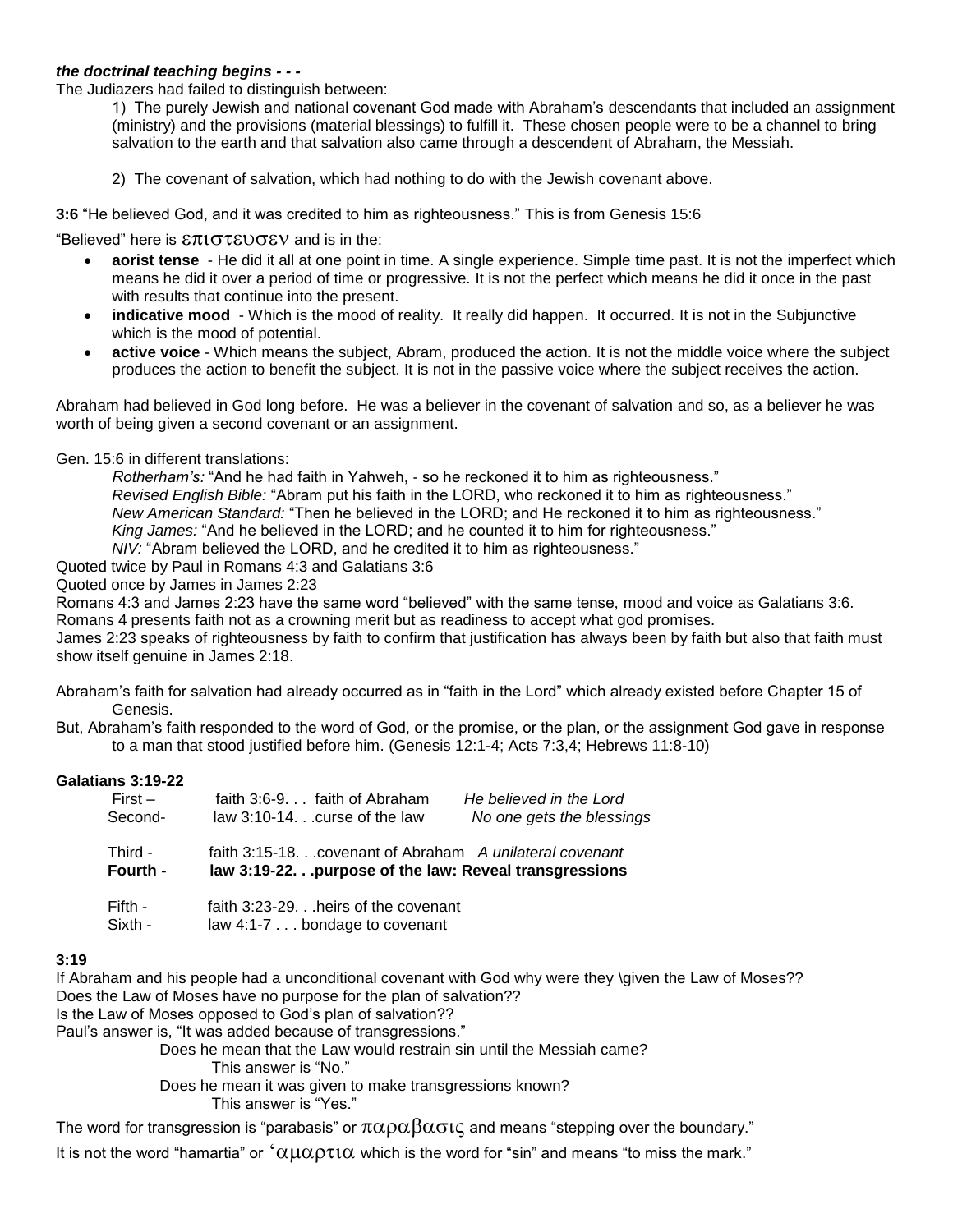***the doctrinal teaching begins - - -***

The Judiazers had failed to distinguish between:

1) The purely Jewish and national covenant God made with Abraham's descendants that included an assignment (ministry) and the provisions (material blessings) to fulfill it. These chosen people were to be a channel to bring salvation to the earth and that salvation also came through a descendent of Abraham, the Messiah.

2) The covenant of salvation, which had nothing to do with the Jewish covenant above.

**3:6** "He believed God, and it was credited to him as righteousness." This is from Genesis 15:6

"Believed" here is επιστευσεν and is in the:

- **aorist tense** - He did it all at one point in time. A single experience. Simple time past. It is not the imperfect which means he did it over a period of time or progressive. It is not the perfect which means he did it once in the past with results that continue into the present.
- **indicative mood** - Which is the mood of reality. It really did happen. It occurred. It is not in the Subjunctive which is the mood of potential.
- **active voice** - Which means the subject, Abram, produced the action. It is not the middle voice where the subject produces the action to benefit the subject. It is not in the passive voice where the subject receives the action.

Abraham had believed in God long before. He was a believer in the covenant of salvation and so, as a believer he was worth of being given a second covenant or an assignment.

Gen. 15:6 in different translations:

*Rotherham's:* "And he had faith in Yahweh, - so he reckoned it to him as righteousness."
*Revised English Bible:* "Abram put his faith in the LORD, who reckoned it to him as righteousness."
*New American Standard:* "Then he believed in the LORD; and He reckoned it to him as righteousness."
*King James:* "And he believed in the LORD; and he counted it to him for righteousness."
*NIV:* "Abram believed the LORD, and he credited it to him as righteousness."

Quoted twice by Paul in Romans 4:3 and Galatians 3:6
Quoted once by James in James 2:23
Romans 4:3 and James 2:23 have the same word "believed" with the same tense, mood and voice as Galatians 3:6.
Romans 4 presents faith not as a crowning merit but as readiness to accept what god promises.
James 2:23 speaks of righteousness by faith to confirm that justification has always been by faith but also that faith must show itself genuine in James 2:18.

Abraham's faith for salvation had already occurred as in "faith in the Lord" which already existed before Chapter 15 of Genesis.
But, Abraham's faith responded to the word of God, or the promise, or the plan, or the assignment God gave in response to a man that stood justified before him. (Genesis 12:1-4; Acts 7:3,4; Hebrews 11:8-10)

**Galatians 3:19-22**

First – faith 3:6-9. . . faith of Abraham *He believed in the Lord*
Second- law 3:10-14. . .curse of the law *No one gets the blessings*

Third - faith 3:15-18. . .covenant of Abraham *A unilateral covenant*
**Fourth - law 3:19-22. . .purpose of the law: Reveal transgressions**

Fifth - faith 3:23-29. . .heirs of the covenant
Sixth - law 4:1-7 . . . bondage to covenant

**3:19**

If Abraham and his people had a unconditional covenant with God why were they \given the Law of Moses??
Does the Law of Moses have no purpose for the plan of salvation??
Is the Law of Moses opposed to God's plan of salvation??
Paul's answer is, "It was added because of transgressions."

Does he mean that the Law would restrain sin until the Messiah came?
This answer is "No."
Does he mean it was given to make transgressions known?
This answer is "Yes."

The word for transgression is "parabasis" or παραβασις and means "stepping over the boundary."

It is not the word "hamartia" or ʽαμαρτια which is the word for "sin" and means "to miss the mark."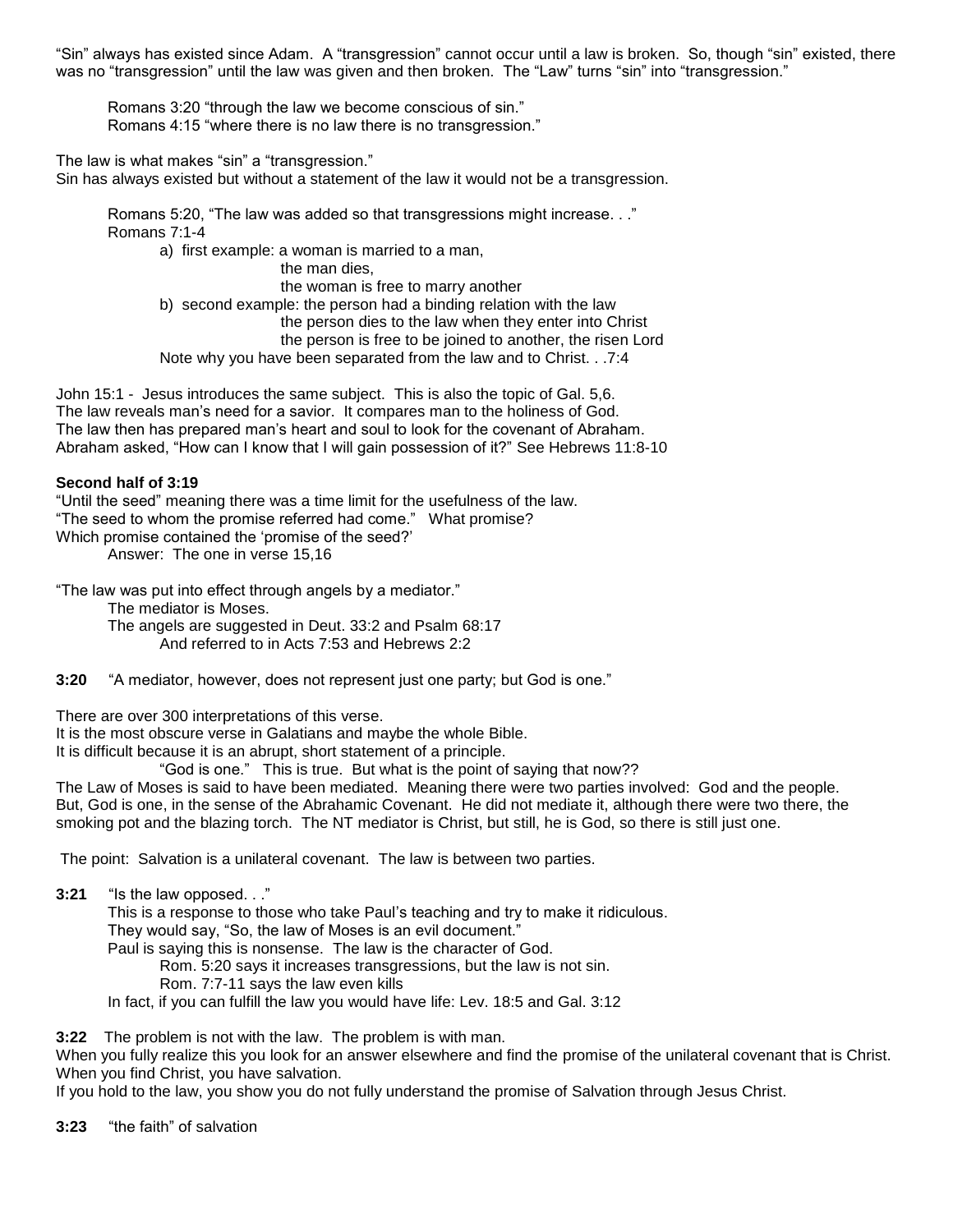"Sin" always has existed since Adam. A "transgression" cannot occur until a law is broken. So, though "sin" existed, there was no "transgression" until the law was given and then broken. The "Law" turns "sin" into "transgression."

> Romans 3:20 "through the law we become conscious of sin."
> Romans 4:15 "where there is no law there is no transgression."

The law is what makes "sin" a "transgression."
Sin has always existed but without a statement of the law it would not be a transgression.

> Romans 5:20, "The law was added so that transgressions might increase. . ."
> Romans 7:1-4
> - a) first example: a woman is married to a man,
>   - the man dies,
>   - the woman is free to marry another
> - b) second example: the person had a binding relation with the law
>   - the person dies to the law when they enter into Christ
>   - the person is free to be joined to another, the risen Lord
>
> Note why you have been separated from the law and to Christ. . .7:4

John 15:1 - Jesus introduces the same subject. This is also the topic of Gal. 5,6.
The law reveals man's need for a savior. It compares man to the holiness of God.
The law then has prepared man's heart and soul to look for the covenant of Abraham.
Abraham asked, "How can I know that I will gain possession of it?" See Hebrews 11:8-10

**Second half of 3:19**

"Until the seed" meaning there was a time limit for the usefulness of the law.
"The seed to whom the promise referred had come." What promise?
Which promise contained the 'promise of the seed?'
> Answer: The one in verse 15,16

"The law was put into effect through angels by a mediator."
> The mediator is Moses.
> The angels are suggested in Deut. 33:2 and Psalm 68:17
> > And referred to in Acts 7:53 and Hebrews 2:2

**3:20** "A mediator, however, does not represent just one party; but God is one."

There are over 300 interpretations of this verse.
It is the most obscure verse in Galatians and maybe the whole Bible.
It is difficult because it is an abrupt, short statement of a principle.
> "God is one." This is true. But what is the point of saying that now??

The Law of Moses is said to have been mediated. Meaning there were two parties involved: God and the people.
But, God is one, in the sense of the Abrahamic Covenant. He did not mediate it, although there were two there, the smoking pot and the blazing torch. The NT mediator is Christ, but still, he is God, so there is still just one.

The point: Salvation is a unilateral covenant. The law is between two parties.

**3:21** "Is the law opposed. . ."
> This is a response to those who take Paul's teaching and try to make it ridiculous.
> They would say, "So, the law of Moses is an evil document."
> Paul is saying this is nonsense. The law is the character of God.
> > Rom. 5:20 says it increases transgressions, but the law is not sin.
> > Rom. 7:7-11 says the law even kills
>
> In fact, if you can fulfill the law you would have life: Lev. 18:5 and Gal. 3:12

**3:22** The problem is not with the law. The problem is with man.
When you fully realize this you look for an answer elsewhere and find the promise of the unilateral covenant that is Christ.
When you find Christ, you have salvation.
If you hold to the law, you show you do not fully understand the promise of Salvation through Jesus Christ.

**3:23** "the faith" of salvation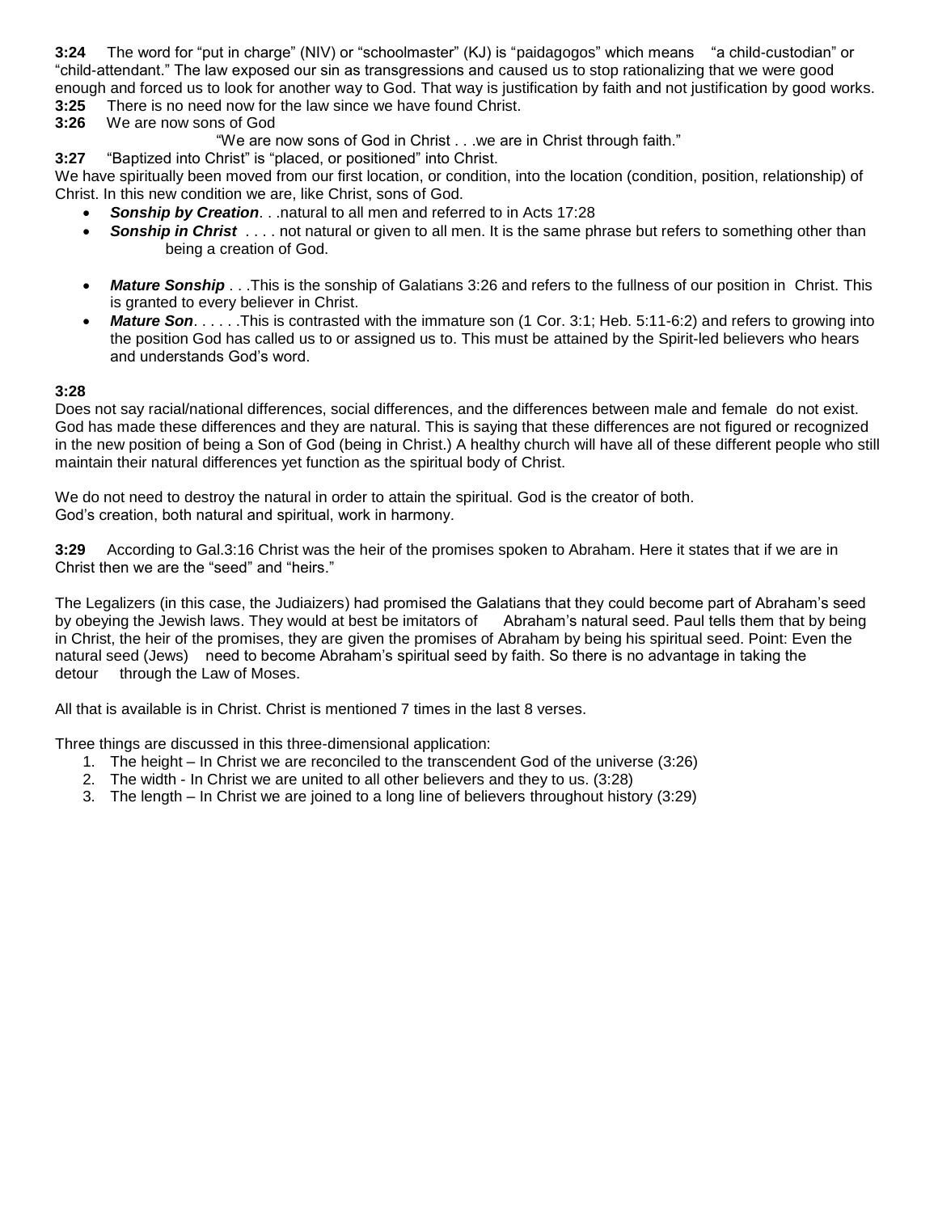**3:24** The word for "put in charge" (NIV) or "schoolmaster" (KJ) is "paidagogos" which means "a child-custodian" or "child-attendant." The law exposed our sin as transgressions and caused us to stop rationalizing that we were good enough and forced us to look for another way to God. That way is justification by faith and not justification by good works.
**3:25** There is no need now for the law since we have found Christ.
**3:26** We are now sons of God

"We are now sons of God in Christ . . .we are in Christ through faith."

**3:27** "Baptized into Christ" is "placed, or positioned" into Christ.
We have spiritually been moved from our first location, or condition, into the location (condition, position, relationship) of Christ. In this new condition we are, like Christ, sons of God.

- ***Sonship by Creation***. . .natural to all men and referred to in Acts 17:28
- ***Sonship in Christ*** . . . . not natural or given to all men. It is the same phrase but refers to something other than being a creation of God.

- ***Mature Sonship*** . . .This is the sonship of Galatians 3:26 and refers to the fullness of our position in Christ. This is granted to every believer in Christ.
- ***Mature Son***. . . . . .This is contrasted with the immature son (1 Cor. 3:1; Heb. 5:11-6:2) and refers to growing into the position God has called us to or assigned us to. This must be attained by the Spirit-led believers who hears and understands God's word.

**3:28**
Does not say racial/national differences, social differences, and the differences between male and female do not exist. God has made these differences and they are natural. This is saying that these differences are not figured or recognized in the new position of being a Son of God (being in Christ.) A healthy church will have all of these different people who still maintain their natural differences yet function as the spiritual body of Christ.

We do not need to destroy the natural in order to attain the spiritual. God is the creator of both.
God's creation, both natural and spiritual, work in harmony.

**3:29** According to Gal.3:16 Christ was the heir of the promises spoken to Abraham. Here it states that if we are in Christ then we are the "seed" and "heirs."

The Legalizers (in this case, the Judiaizers) had promised the Galatians that they could become part of Abraham's seed by obeying the Jewish laws. They would at best be imitators of Abraham's natural seed. Paul tells them that by being in Christ, the heir of the promises, they are given the promises of Abraham by being his spiritual seed. Point: Even the natural seed (Jews) need to become Abraham's spiritual seed by faith. So there is no advantage in taking the detour through the Law of Moses.

All that is available is in Christ. Christ is mentioned 7 times in the last 8 verses.

Three things are discussed in this three-dimensional application:

1. The height – In Christ we are reconciled to the transcendent God of the universe (3:26)
2. The width - In Christ we are united to all other believers and they to us. (3:28)
3. The length – In Christ we are joined to a long line of believers throughout history (3:29)